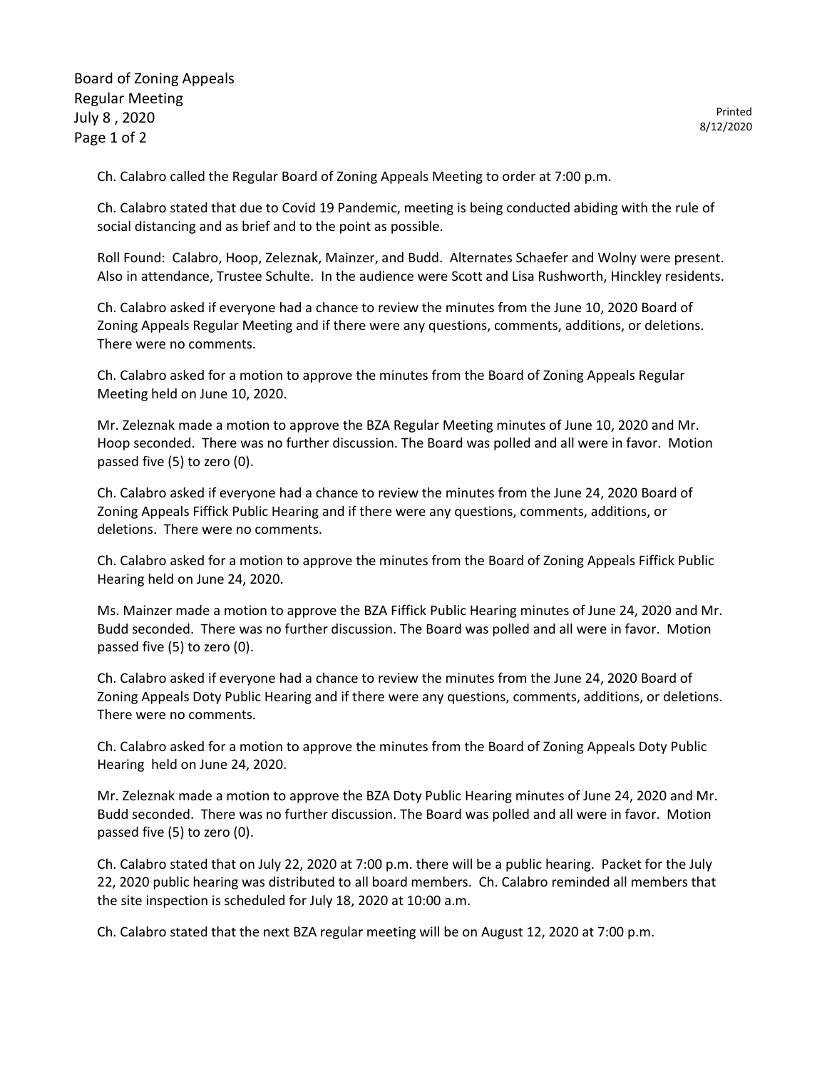Board of Zoning Appeals
Regular Meeting
July 8 , 2020

Ch. Calabro called the Regular Board of Zoning Appeals Meeting to order at 7:00 p.m.

Ch. Calabro stated that due to Covid 19 Pandemic, meeting is being conducted abiding with the rule of social distancing and as brief and to the point as possible.

Roll Found: Calabro, Hoop, Zeleznak, Mainzer, and Budd. Alternates Schaefer and Wolny were present. Also in attendance, Trustee Schulte. In the audience were Scott and Lisa Rushworth, Hinckley residents.

Ch. Calabro asked if everyone had a chance to review the minutes from the June 10, 2020 Board of Zoning Appeals Regular Meeting and if there were any questions, comments, additions, or deletions. There were no comments.

Ch. Calabro asked for a motion to approve the minutes from the Board of Zoning Appeals Regular Meeting held on June 10, 2020.

Mr. Zeleznak made a motion to approve the BZA Regular Meeting minutes of June 10, 2020 and Mr. Hoop seconded. There was no further discussion. The Board was polled and all were in favor. Motion passed five (5) to zero (0).

Ch. Calabro asked if everyone had a chance to review the minutes from the June 24, 2020 Board of Zoning Appeals Fiffick Public Hearing and if there were any questions, comments, additions, or deletions. There were no comments.

Ch. Calabro asked for a motion to approve the minutes from the Board of Zoning Appeals Fiffick Public Hearing held on June 24, 2020.

Ms. Mainzer made a motion to approve the BZA Fiffick Public Hearing minutes of June 24, 2020 and Mr. Budd seconded. There was no further discussion. The Board was polled and all were in favor. Motion passed five (5) to zero (0).

Ch. Calabro asked if everyone had a chance to review the minutes from the June 24, 2020 Board of Zoning Appeals Doty Public Hearing and if there were any questions, comments, additions, or deletions. There were no comments.

Ch. Calabro asked for a motion to approve the minutes from the Board of Zoning Appeals Doty Public Hearing held on June 24, 2020.

Mr. Zeleznak made a motion to approve the BZA Doty Public Hearing minutes of June 24, 2020 and Mr. Budd seconded. There was no further discussion. The Board was polled and all were in favor. Motion passed five (5) to zero (0).

Ch. Calabro stated that on July 22, 2020 at 7:00 p.m. there will be a public hearing. Packet for the July 22, 2020 public hearing was distributed to all board members. Ch. Calabro reminded all members that the site inspection is scheduled for July 18, 2020 at 10:00 a.m.

Ch. Calabro stated that the next BZA regular meeting will be on August 12, 2020 at 7:00 p.m.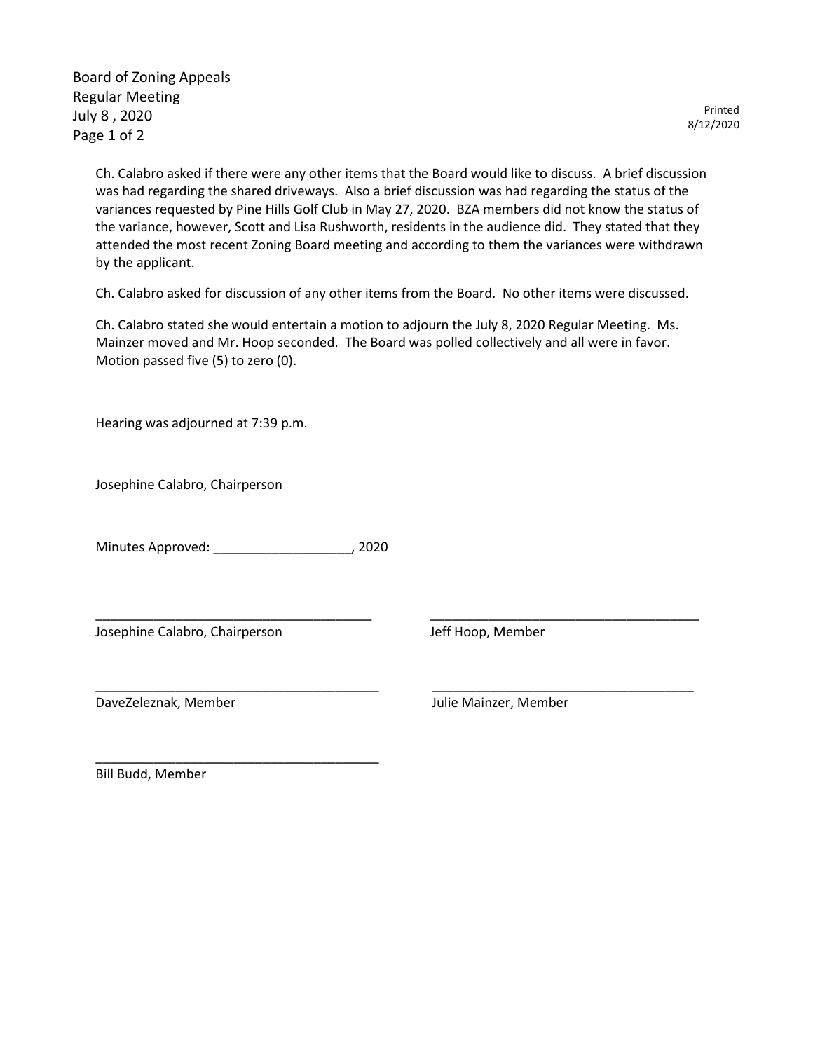Ch. Calabro asked if there were any other items that the Board would like to discuss. A brief discussion was had regarding the shared driveways. Also a brief discussion was had regarding the status of the variances requested by Pine Hills Golf Club in May 27, 2020. BZA members did not know the status of the variance, however, Scott and Lisa Rushworth, residents in the audience did. They stated that they attended the most recent Zoning Board meeting and according to them the variances were withdrawn by the applicant.

Ch. Calabro asked for discussion of any other items from the Board. No other items were discussed.

Ch. Calabro stated she would entertain a motion to adjourn the July 8, 2020 Regular Meeting. Ms. Mainzer moved and Mr. Hoop seconded. The Board was polled collectively and all were in favor. Motion passed five (5) to zero (0).

Hearing was adjourned at 7:39 p.m.

Josephine Calabro, Chairperson

Minutes Approved: ___________________, 2020

______________________________________
Josephine Calabro, Chairperson

______________________________________
Jeff Hoop, Member

______________________________________
DaveZeleznak, Member

______________________________________
Julie Mainzer, Member

______________________________________
Bill Budd, Member